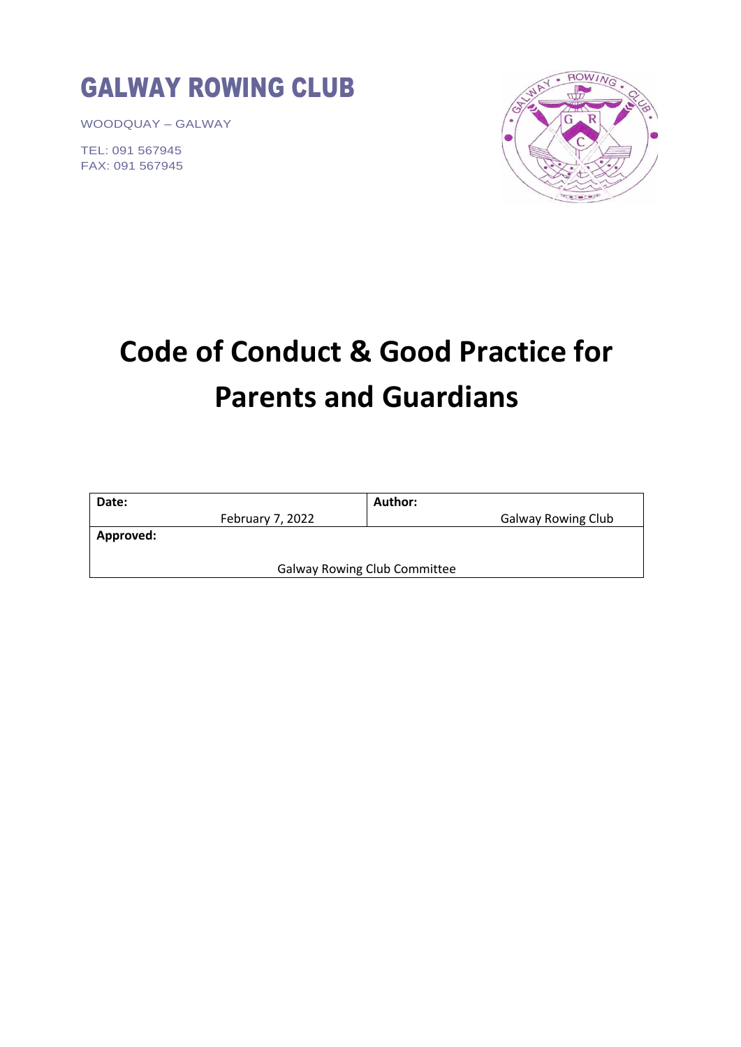# GALWAY ROWING CLUB

WOODQUAY – GALWAY

TEL: 091 567945
FAX: 091 567945

# Code of Conduct & Good Practice for Parents and Guardians

| | |
|---|---|
| **Date:** February 7, 2022 | **Author:** Galway Rowing Club |
| **Approved:** Galway Rowing Club Committee | |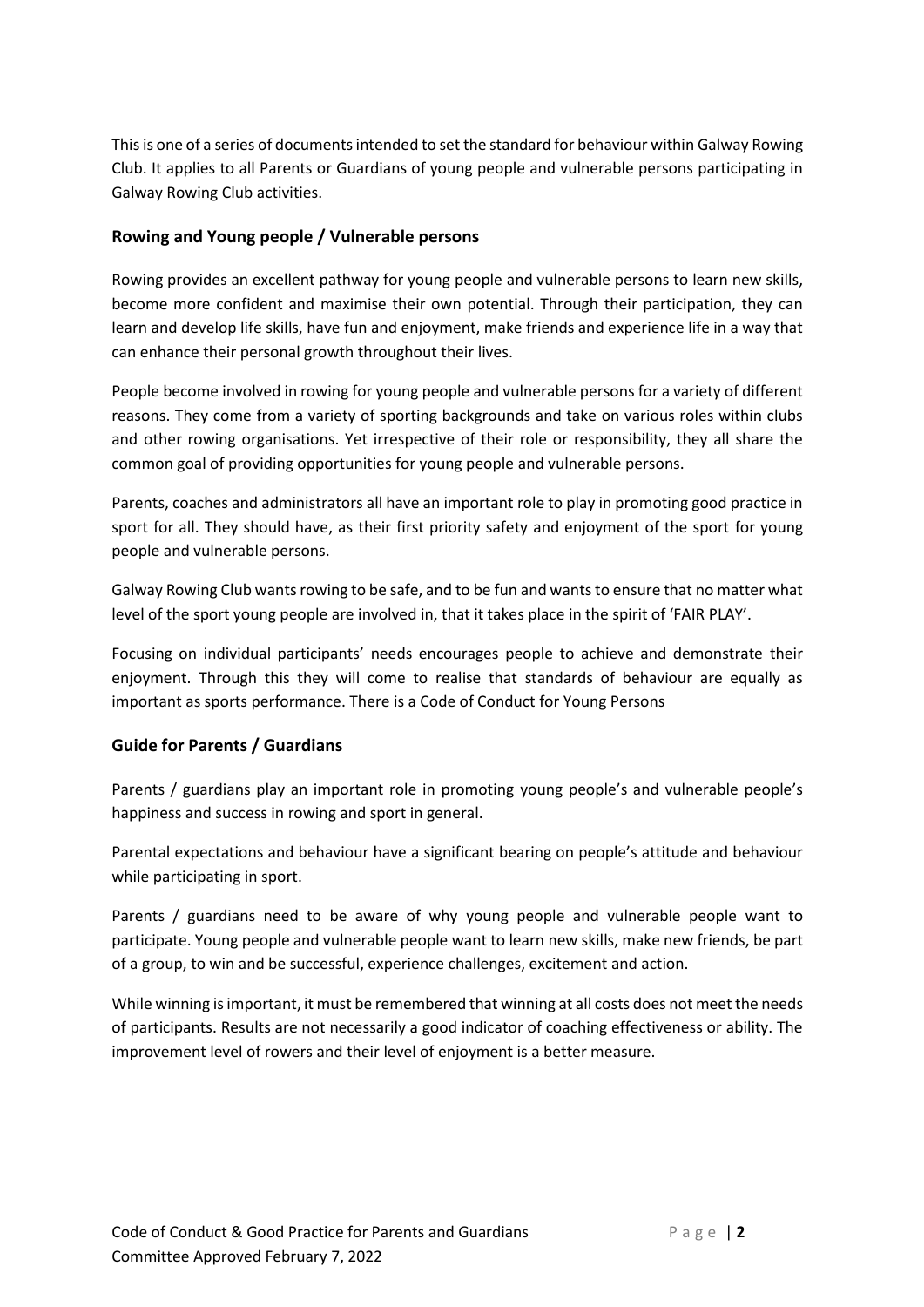This is one of a series of documents intended to set the standard for behaviour within Galway Rowing Club. It applies to all Parents or Guardians of young people and vulnerable persons participating in Galway Rowing Club activities.

## Rowing and Young people / Vulnerable persons

Rowing provides an excellent pathway for young people and vulnerable persons to learn new skills, become more confident and maximise their own potential. Through their participation, they can learn and develop life skills, have fun and enjoyment, make friends and experience life in a way that can enhance their personal growth throughout their lives.

People become involved in rowing for young people and vulnerable persons for a variety of different reasons. They come from a variety of sporting backgrounds and take on various roles within clubs and other rowing organisations. Yet irrespective of their role or responsibility, they all share the common goal of providing opportunities for young people and vulnerable persons.

Parents, coaches and administrators all have an important role to play in promoting good practice in sport for all. They should have, as their first priority safety and enjoyment of the sport for young people and vulnerable persons.

Galway Rowing Club wants rowing to be safe, and to be fun and wants to ensure that no matter what level of the sport young people are involved in, that it takes place in the spirit of 'FAIR PLAY'.

Focusing on individual participants' needs encourages people to achieve and demonstrate their enjoyment. Through this they will come to realise that standards of behaviour are equally as important as sports performance. There is a Code of Conduct for Young Persons

## Guide for Parents / Guardians

Parents / guardians play an important role in promoting young people's and vulnerable people's happiness and success in rowing and sport in general.

Parental expectations and behaviour have a significant bearing on people's attitude and behaviour while participating in sport.

Parents / guardians need to be aware of why young people and vulnerable people want to participate. Young people and vulnerable people want to learn new skills, make new friends, be part of a group, to win and be successful, experience challenges, excitement and action.

While winning is important, it must be remembered that winning at all costs does not meet the needs of participants. Results are not necessarily a good indicator of coaching effectiveness or ability. The improvement level of rowers and their level of enjoyment is a better measure.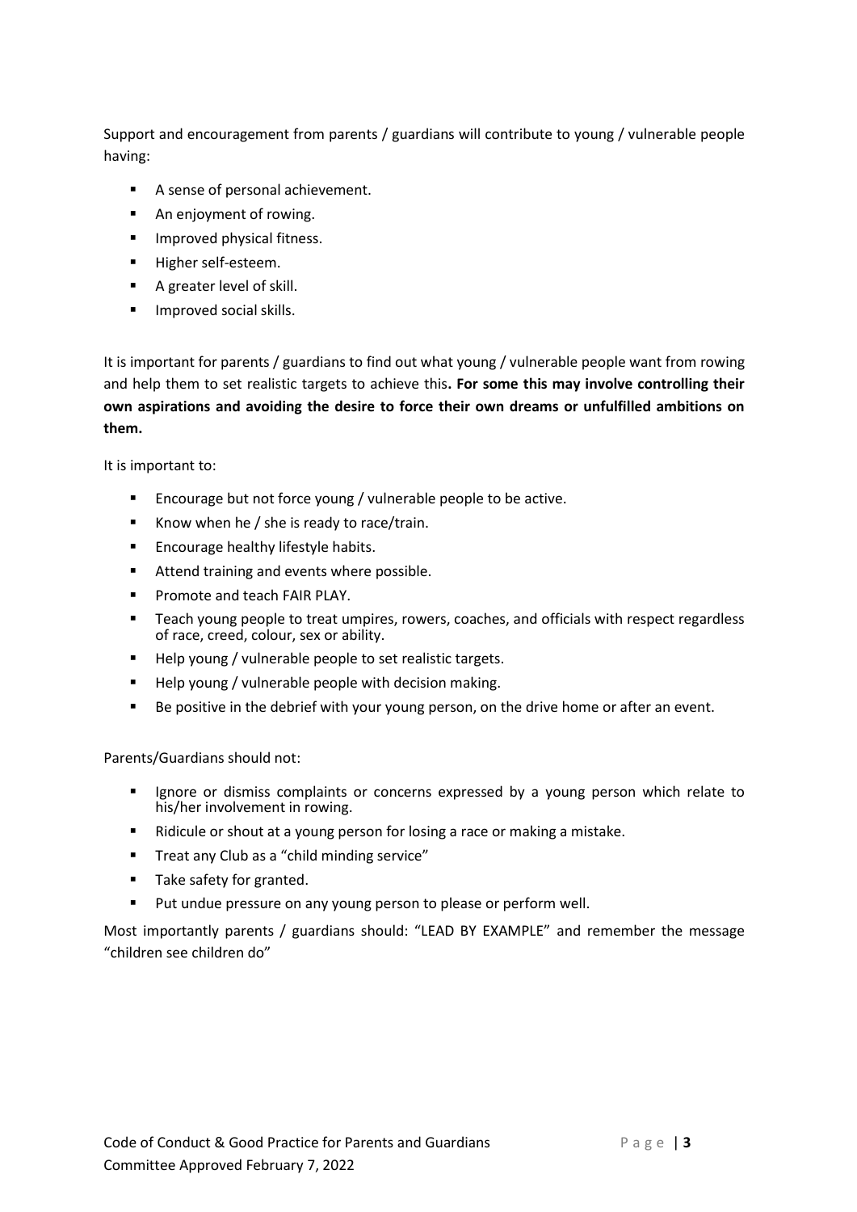Support and encouragement from parents / guardians will contribute to young / vulnerable people having:

- A sense of personal achievement.
- An enjoyment of rowing.
- Improved physical fitness.
- Higher self-esteem.
- A greater level of skill.
- Improved social skills.

It is important for parents / guardians to find out what young / vulnerable people want from rowing and help them to set realistic targets to achieve this**. For some this may involve controlling their own aspirations and avoiding the desire to force their own dreams or unfulfilled ambitions on them.**

It is important to:

- Encourage but not force young / vulnerable people to be active.
- Know when he / she is ready to race/train.
- Encourage healthy lifestyle habits.
- Attend training and events where possible.
- Promote and teach FAIR PLAY.
- Teach young people to treat umpires, rowers, coaches, and officials with respect regardless of race, creed, colour, sex or ability.
- Help young / vulnerable people to set realistic targets.
- Help young / vulnerable people with decision making.
- Be positive in the debrief with your young person, on the drive home or after an event.

Parents/Guardians should not:

- Ignore or dismiss complaints or concerns expressed by a young person which relate to his/her involvement in rowing.
- Ridicule or shout at a young person for losing a race or making a mistake.
- Treat any Club as a "child minding service"
- Take safety for granted.
- Put undue pressure on any young person to please or perform well.

Most importantly parents / guardians should: "LEAD BY EXAMPLE" and remember the message "children see children do"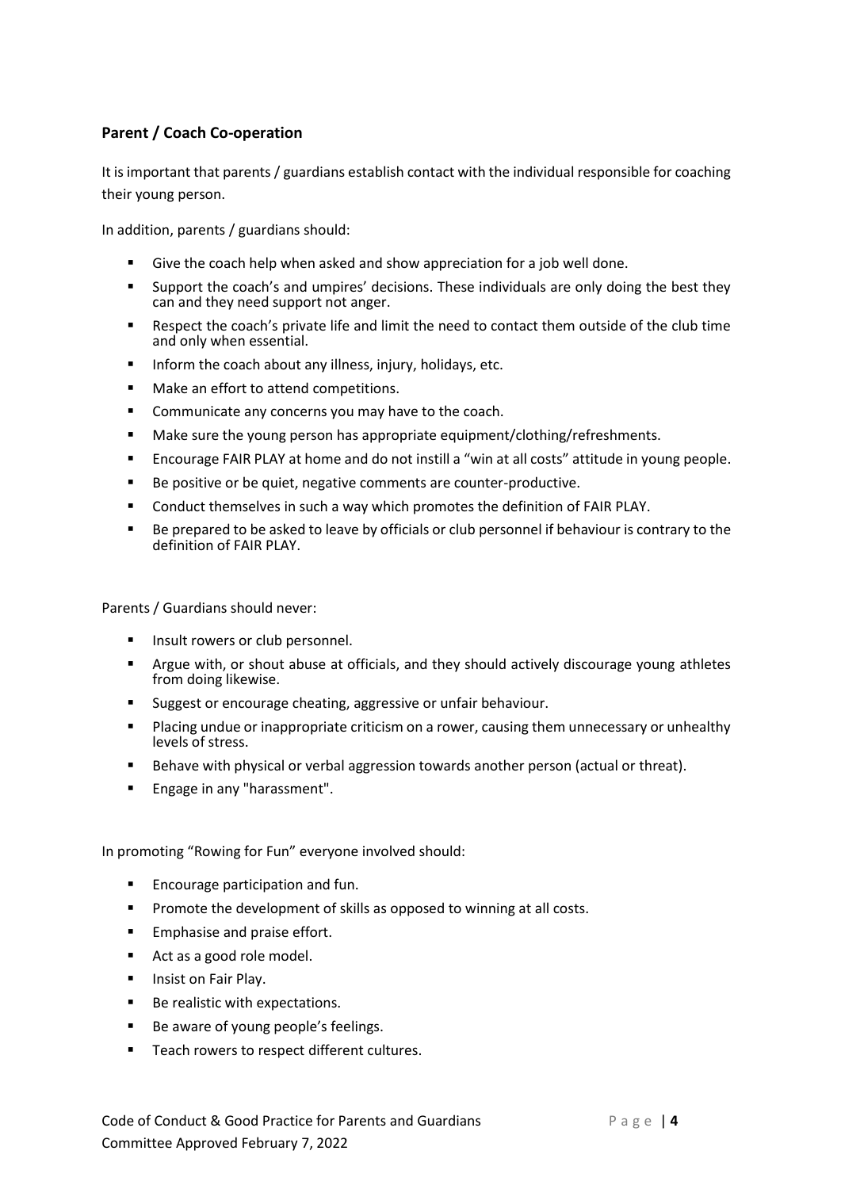## Parent / Coach Co-operation

It is important that parents / guardians establish contact with the individual responsible for coaching their young person.

In addition, parents / guardians should:

- Give the coach help when asked and show appreciation for a job well done.
- Support the coach's and umpires' decisions. These individuals are only doing the best they can and they need support not anger.
- Respect the coach's private life and limit the need to contact them outside of the club time and only when essential.
- Inform the coach about any illness, injury, holidays, etc.
- Make an effort to attend competitions.
- Communicate any concerns you may have to the coach.
- Make sure the young person has appropriate equipment/clothing/refreshments.
- Encourage FAIR PLAY at home and do not instill a "win at all costs" attitude in young people.
- Be positive or be quiet, negative comments are counter-productive.
- Conduct themselves in such a way which promotes the definition of FAIR PLAY.
- Be prepared to be asked to leave by officials or club personnel if behaviour is contrary to the definition of FAIR PLAY.

Parents / Guardians should never:

- Insult rowers or club personnel.
- Argue with, or shout abuse at officials, and they should actively discourage young athletes from doing likewise.
- Suggest or encourage cheating, aggressive or unfair behaviour.
- Placing undue or inappropriate criticism on a rower, causing them unnecessary or unhealthy levels of stress.
- Behave with physical or verbal aggression towards another person (actual or threat).
- Engage in any "harassment".

In promoting "Rowing for Fun" everyone involved should:

- Encourage participation and fun.
- Promote the development of skills as opposed to winning at all costs.
- Emphasise and praise effort.
- Act as a good role model.
- Insist on Fair Play.
- Be realistic with expectations.
- Be aware of young people's feelings.
- Teach rowers to respect different cultures.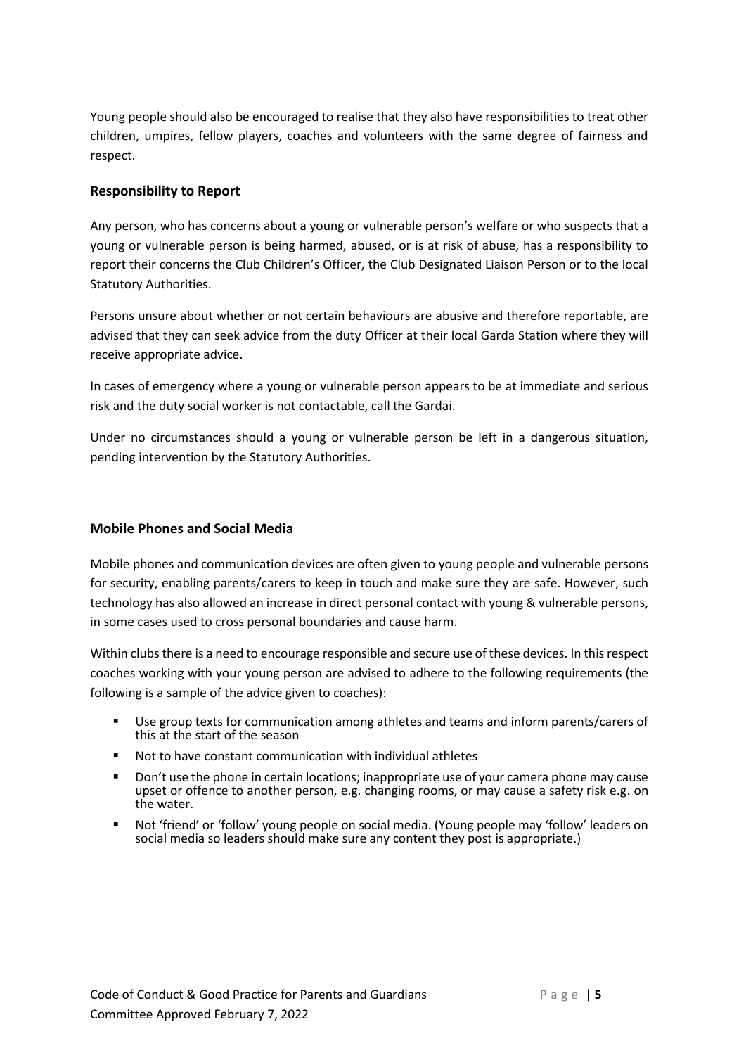Young people should also be encouraged to realise that they also have responsibilities to treat other children, umpires, fellow players, coaches and volunteers with the same degree of fairness and respect.

### Responsibility to Report

Any person, who has concerns about a young or vulnerable person's welfare or who suspects that a young or vulnerable person is being harmed, abused, or is at risk of abuse, has a responsibility to report their concerns the Club Children's Officer, the Club Designated Liaison Person or to the local Statutory Authorities.

Persons unsure about whether or not certain behaviours are abusive and therefore reportable, are advised that they can seek advice from the duty Officer at their local Garda Station where they will receive appropriate advice.

In cases of emergency where a young or vulnerable person appears to be at immediate and serious risk and the duty social worker is not contactable, call the Gardai.

Under no circumstances should a young or vulnerable person be left in a dangerous situation, pending intervention by the Statutory Authorities.

### Mobile Phones and Social Media

Mobile phones and communication devices are often given to young people and vulnerable persons for security, enabling parents/carers to keep in touch and make sure they are safe. However, such technology has also allowed an increase in direct personal contact with young & vulnerable persons, in some cases used to cross personal boundaries and cause harm.

Within clubs there is a need to encourage responsible and secure use of these devices. In this respect coaches working with your young person are advised to adhere to the following requirements (the following is a sample of the advice given to coaches):

- Use group texts for communication among athletes and teams and inform parents/carers of this at the start of the season
- Not to have constant communication with individual athletes
- Don't use the phone in certain locations; inappropriate use of your camera phone may cause upset or offence to another person, e.g. changing rooms, or may cause a safety risk e.g. on the water.
- Not 'friend' or 'follow' young people on social media. (Young people may 'follow' leaders on social media so leaders should make sure any content they post is appropriate.)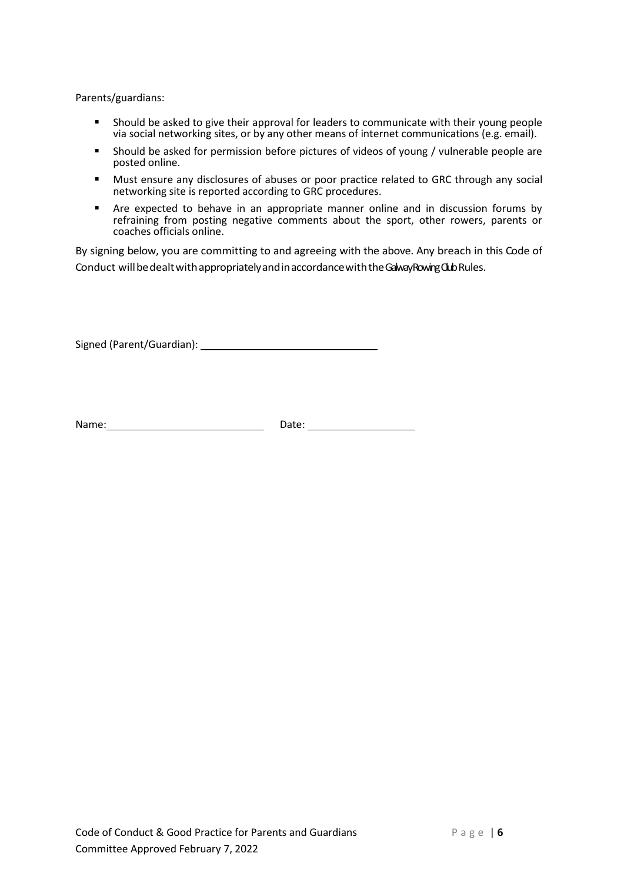Parents/guardians:

- Should be asked to give their approval for leaders to communicate with their young people via social networking sites, or by any other means of internet communications (e.g. email).
- Should be asked for permission before pictures of videos of young / vulnerable people are posted online.
- Must ensure any disclosures of abuses or poor practice related to GRC through any social networking site is reported according to GRC procedures.
- Are expected to behave in an appropriate manner online and in discussion forums by refraining from posting negative comments about the sport, other rowers, parents or coaches officials online.

By signing below, you are committing to and agreeing with the above. Any breach in this Code of Conduct will be dealt with appropriately and in accordance with the Galway Rowing Club Rules.

Signed (Parent/Guardian): ________________________________

Name: ____________________________ Date: ____________________

Code of Conduct & Good Practice for Parents and Guardians
Committee Approved February 7, 2022